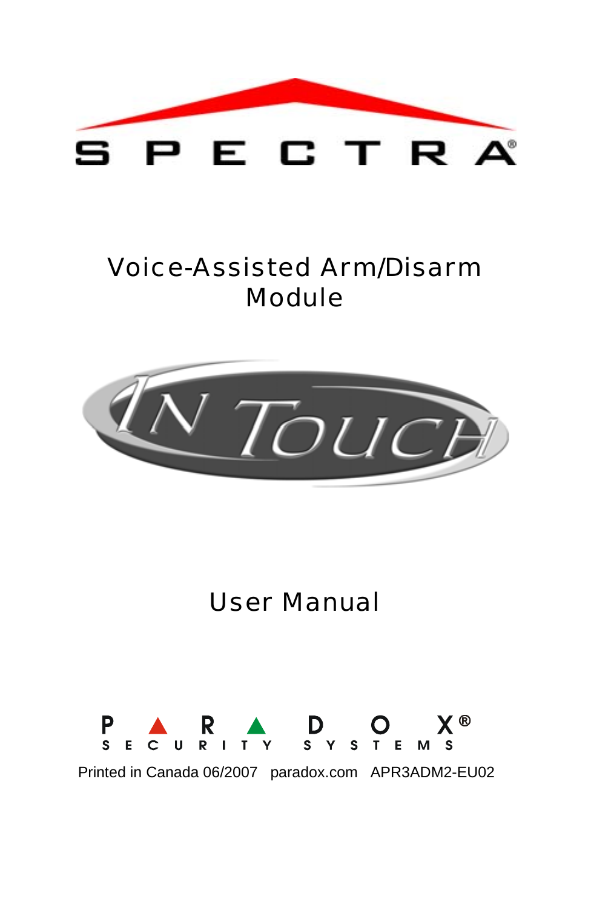# SPECTRA®

## Voice-Assisted Arm/Disarm Module

# IN TOUCH

## User Manual

PARADOX® SECURITY SYSTEMS

Printed in Canada 06/2007 paradox.com APR3ADM2-EU02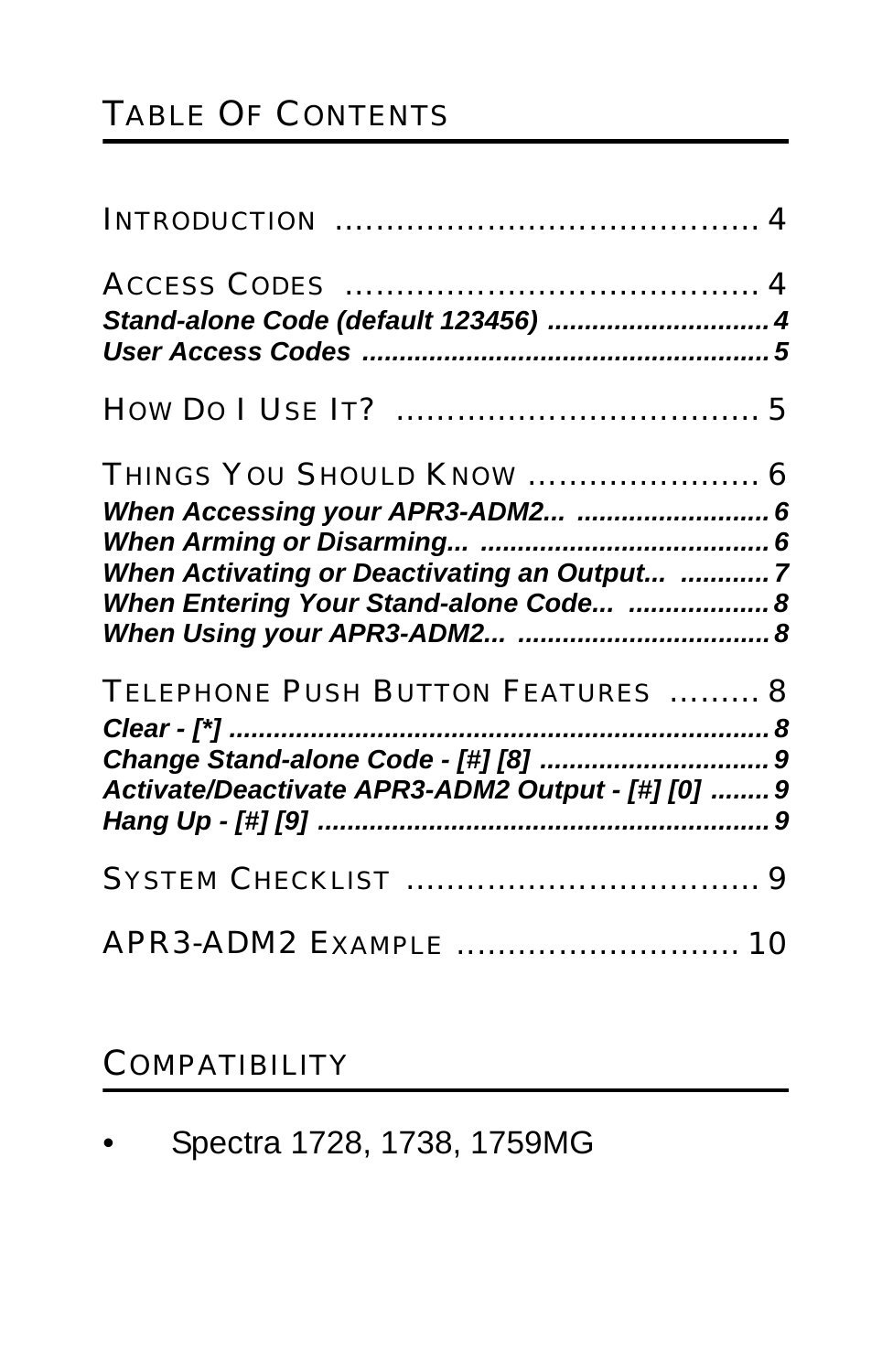# Table Of Contents

Introduction .......................................... 4

Access Codes ......................................... 4

***Stand-alone Code (default 123456) .............................. 4***

***User Access Codes ....................................................... 5***

How Do I Use It? ................................... 5

Things You Should Know ...................... 6

***When Accessing your APR3-ADM2... .......................... 6***

***When Arming or Disarming... ....................................... 6***

***When Activating or Deactivating an Output... ............ 7***

***When Entering Your Stand-alone Code... ................... 8***

***When Using your APR3-ADM2... .................................. 8***

Telephone Push Button Features ......... 8

***Clear - [*] ......................................................................... 8***

***Change Stand-alone Code - [#] [8] ............................... 9***

***Activate/Deactivate APR3-ADM2 Output - [#] [0] ........ 9***

***Hang Up - [#] [9] ............................................................ 9***

System Checklist ................................... 9

APR3-ADM2 Example ........................... 10

# Compatibility

- Spectra 1728, 1738, 1759MG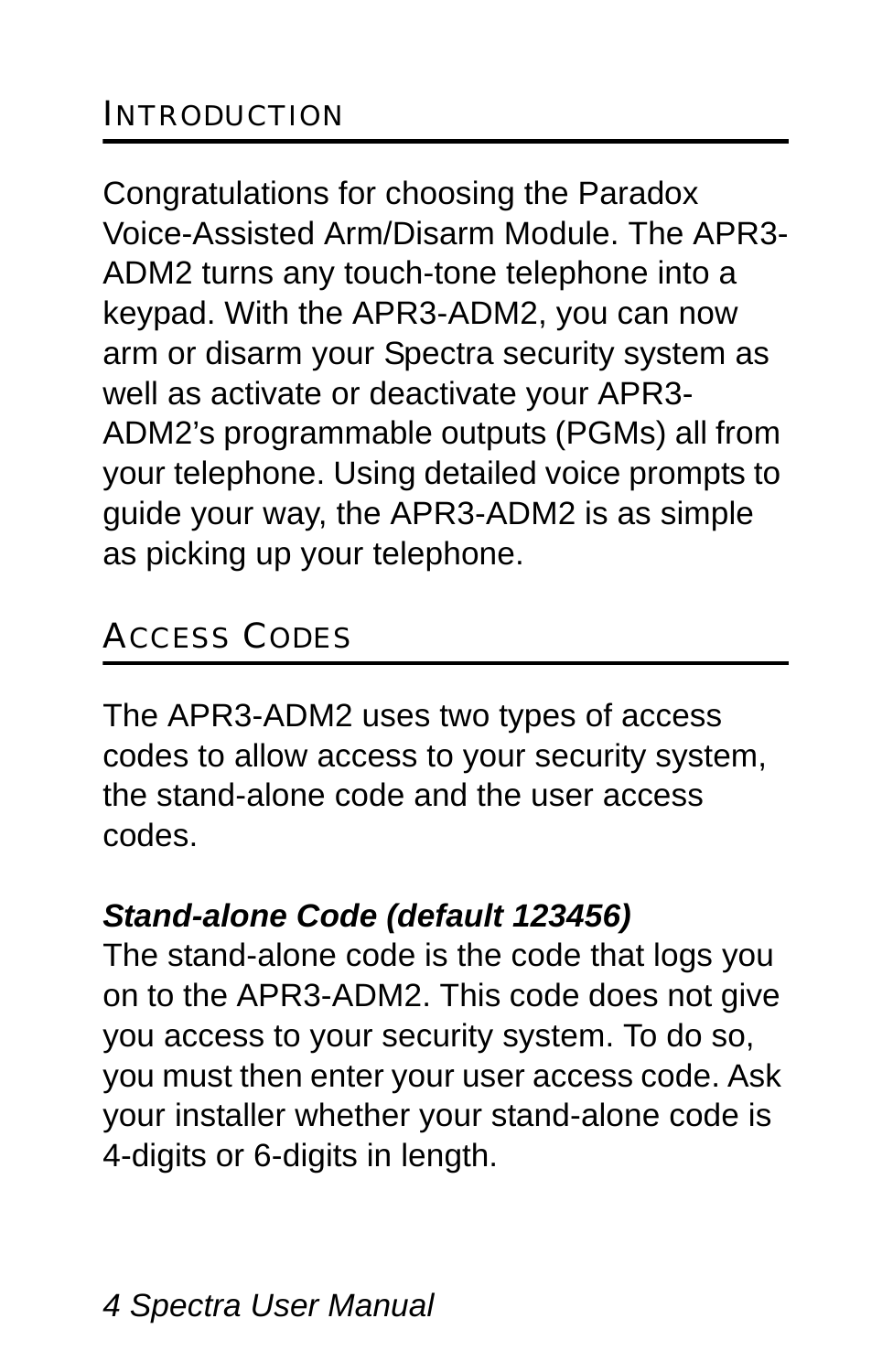## INTRODUCTION

Congratulations for choosing the Paradox Voice-Assisted Arm/Disarm Module. The APR3-ADM2 turns any touch-tone telephone into a keypad. With the APR3-ADM2, you can now arm or disarm your Spectra security system as well as activate or deactivate your APR3-ADM2's programmable outputs (PGMs) all from your telephone. Using detailed voice prompts to guide your way, the APR3-ADM2 is as simple as picking up your telephone.

## ACCESS CODES

The APR3-ADM2 uses two types of access codes to allow access to your security system, the stand-alone code and the user access codes.

***Stand-alone Code (default 123456)***

The stand-alone code is the code that logs you on to the APR3-ADM2. This code does not give you access to your security system. To do so, you must then enter your user access code. Ask your installer whether your stand-alone code is 4-digits or 6-digits in length.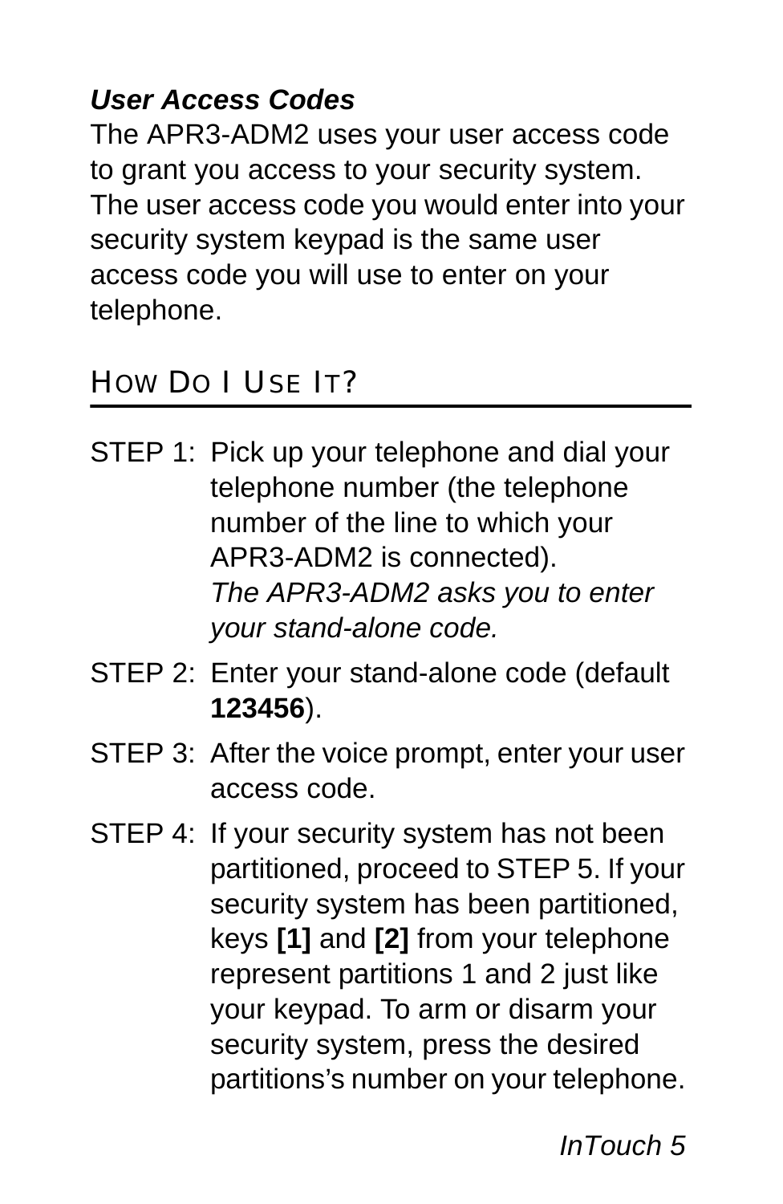***User Access Codes***

The APR3-ADM2 uses your user access code to grant you access to your security system. The user access code you would enter into your security system keypad is the same user access code you will use to enter on your telephone.

## HOW DO I USE IT?

STEP 1: Pick up your telephone and dial your telephone number (the telephone number of the line to which your APR3-ADM2 is connected).
*The APR3-ADM2 asks you to enter your stand-alone code.*

STEP 2: Enter your stand-alone code (default **123456**).

STEP 3: After the voice prompt, enter your user access code.

STEP 4: If your security system has not been partitioned, proceed to STEP 5. If your security system has been partitioned, keys **[1]** and **[2]** from your telephone represent partitions 1 and 2 just like your keypad. To arm or disarm your security system, press the desired partitions's number on your telephone.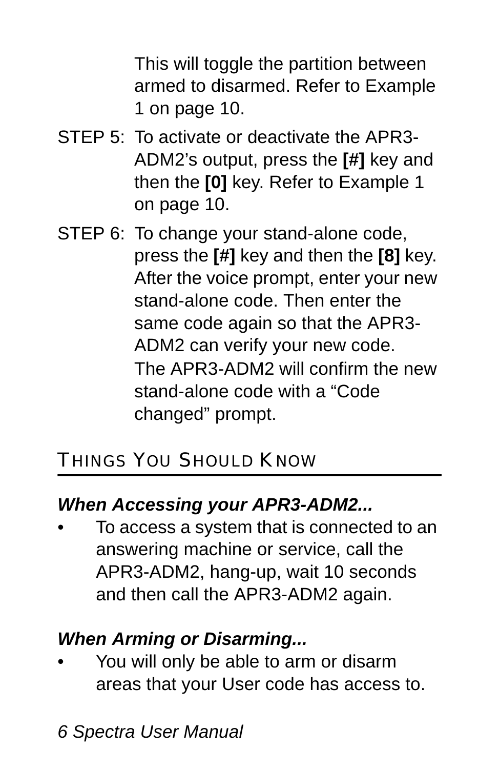This will toggle the partition between armed to disarmed. Refer to Example 1 on page 10.

STEP 5: To activate or deactivate the APR3-ADM2's output, press the **[#]** key and then the **[0]** key. Refer to Example 1 on page 10.

STEP 6: To change your stand-alone code, press the **[#]** key and then the **[8]** key. After the voice prompt, enter your new stand-alone code. Then enter the same code again so that the APR3-ADM2 can verify your new code. The APR3-ADM2 will confirm the new stand-alone code with a "Code changed" prompt.

## Things You Should Know

***When Accessing your APR3-ADM2...***

- To access a system that is connected to an answering machine or service, call the APR3-ADM2, hang-up, wait 10 seconds and then call the APR3-ADM2 again.

***When Arming or Disarming...***

- You will only be able to arm or disarm areas that your User code has access to.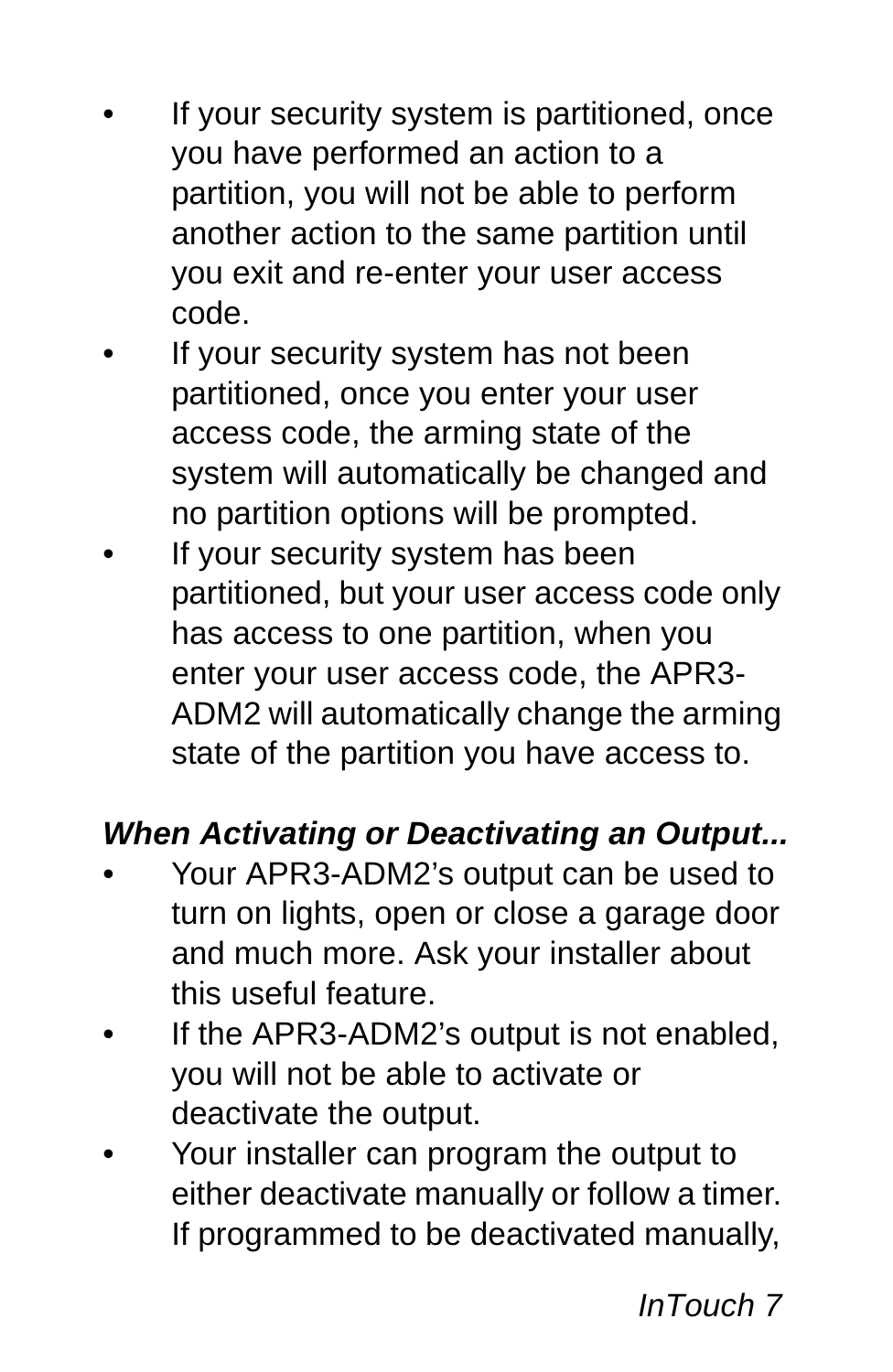- If your security system is partitioned, once you have performed an action to a partition, you will not be able to perform another action to the same partition until you exit and re-enter your user access code.
- If your security system has not been partitioned, once you enter your user access code, the arming state of the system will automatically be changed and no partition options will be prompted.
- If your security system has been partitioned, but your user access code only has access to one partition, when you enter your user access code, the APR3-ADM2 will automatically change the arming state of the partition you have access to.

***When Activating or Deactivating an Output...***

- Your APR3-ADM2's output can be used to turn on lights, open or close a garage door and much more. Ask your installer about this useful feature.
- If the APR3-ADM2's output is not enabled, you will not be able to activate or deactivate the output.
- Your installer can program the output to either deactivate manually or follow a timer. If programmed to be deactivated manually,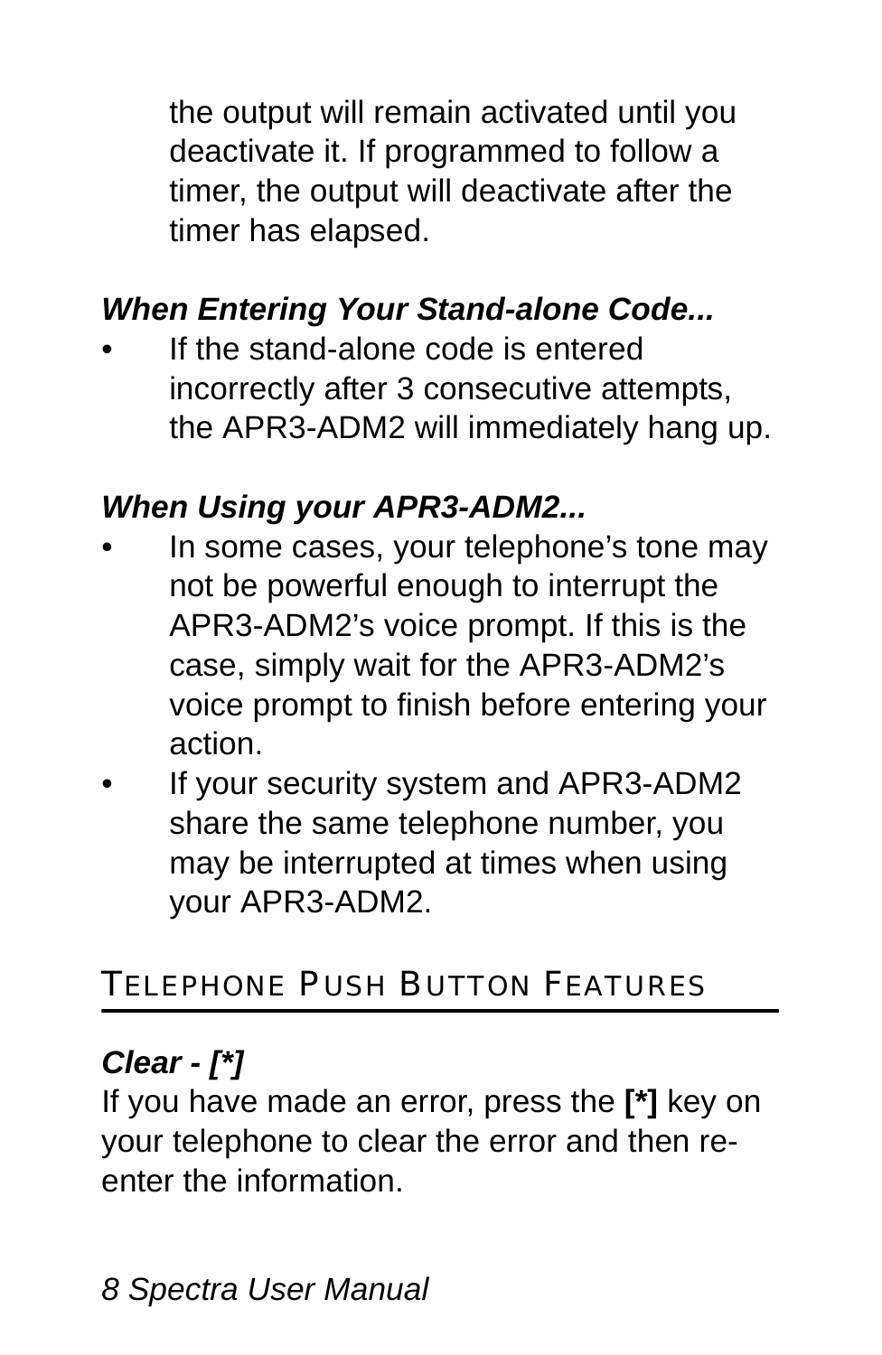the output will remain activated until you deactivate it. If programmed to follow a timer, the output will deactivate after the timer has elapsed.

***When Entering Your Stand-alone Code...***

- If the stand-alone code is entered incorrectly after 3 consecutive attempts, the APR3-ADM2 will immediately hang up.

***When Using your APR3-ADM2...***

- In some cases, your telephone’s tone may not be powerful enough to interrupt the APR3-ADM2’s voice prompt. If this is the case, simply wait for the APR3-ADM2’s voice prompt to finish before entering your action.
- If your security system and APR3-ADM2 share the same telephone number, you may be interrupted at times when using your APR3-ADM2.

## TELEPHONE PUSH BUTTON FEATURES

***Clear - [*]***

If you have made an error, press the **[*]** key on your telephone to clear the error and then re-enter the information.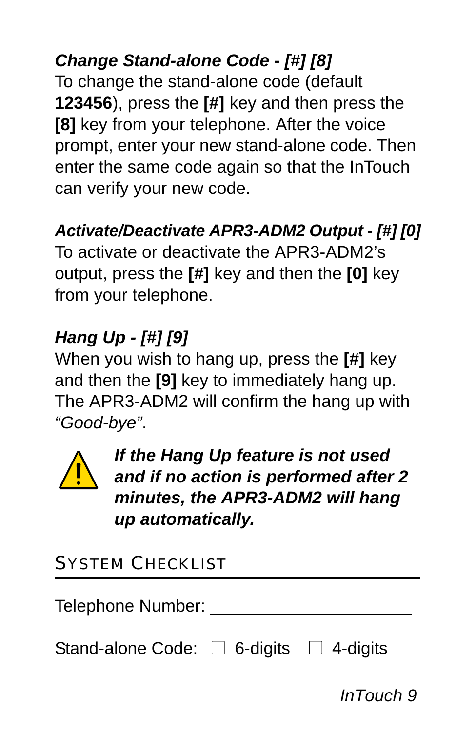### *Change Stand-alone Code - [#] [8]*

To change the stand-alone code (default **123456**), press the **[#]** key and then press the **[8]** key from your telephone. After the voice prompt, enter your new stand-alone code. Then enter the same code again so that the InTouch can verify your new code.

### *Activate/Deactivate APR3-ADM2 Output - [#] [0]*

To activate or deactivate the APR3-ADM2's output, press the **[#]** key and then the **[0]** key from your telephone.

### *Hang Up - [#] [9]*

When you wish to hang up, press the **[#]** key and then the **[9]** key to immediately hang up. The APR3-ADM2 will confirm the hang up with *"Good-bye"*.

⚠ ***If the Hang Up feature is not used and if no action is performed after 2 minutes, the APR3-ADM2 will hang up automatically.***

## System Checklist

Telephone Number: ______________________

Stand-alone Code: ☐ 6-digits ☐ 4-digits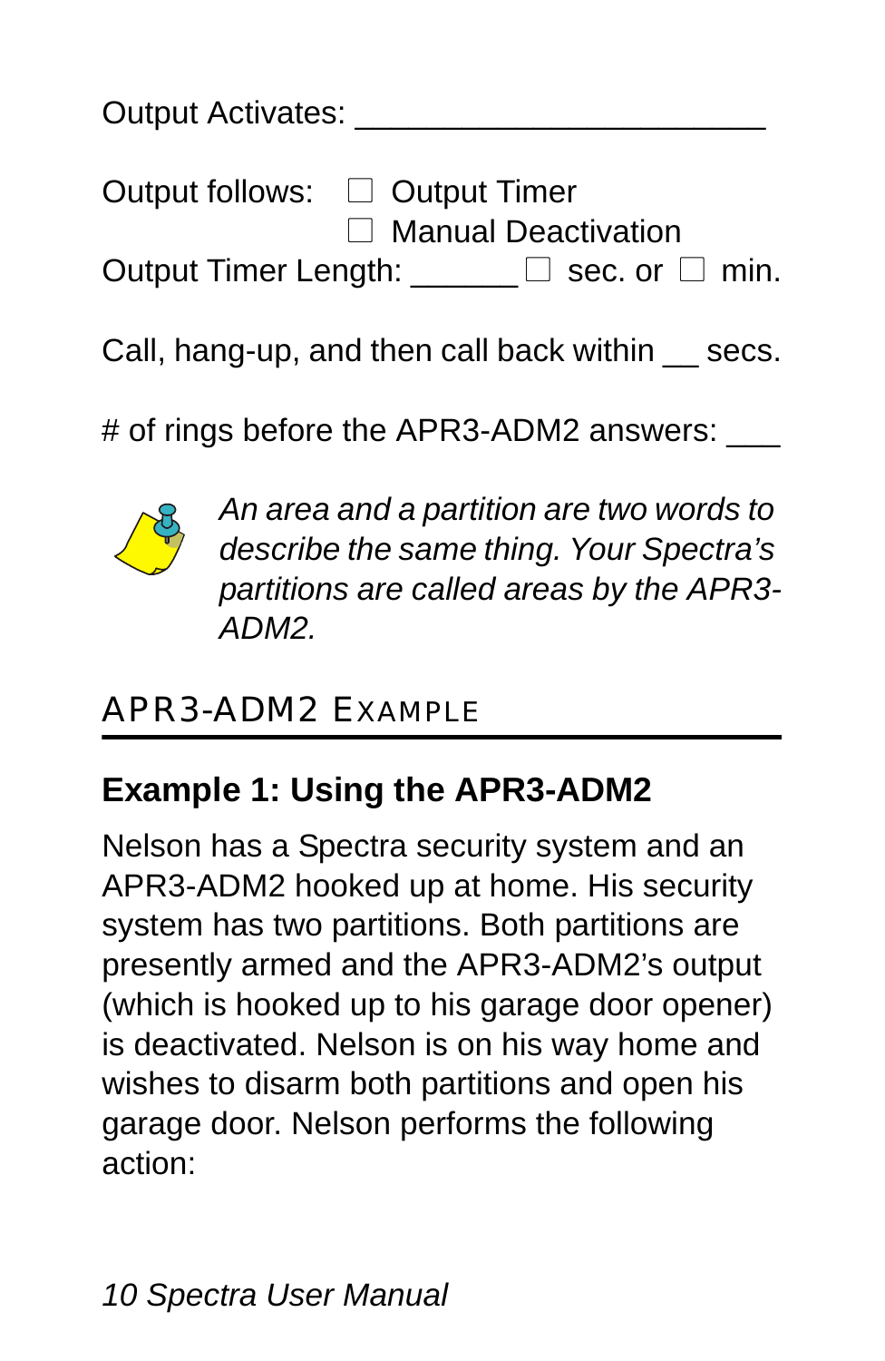Output Activates: ______________________

Output follows: ☐ Output Timer
☐ Manual Deactivation

Output Timer Length: ______ ☐ sec. or ☐ min.

Call, hang-up, and then call back within __ secs.

# of rings before the APR3-ADM2 answers: ___

*An area and a partition are two words to describe the same thing. Your Spectra's partitions are called areas by the APR3-ADM2.*

## APR3-ADM2 Example

### Example 1: Using the APR3-ADM2

Nelson has a Spectra security system and an APR3-ADM2 hooked up at home. His security system has two partitions. Both partitions are presently armed and the APR3-ADM2's output (which is hooked up to his garage door opener) is deactivated. Nelson is on his way home and wishes to disarm both partitions and open his garage door. Nelson performs the following action: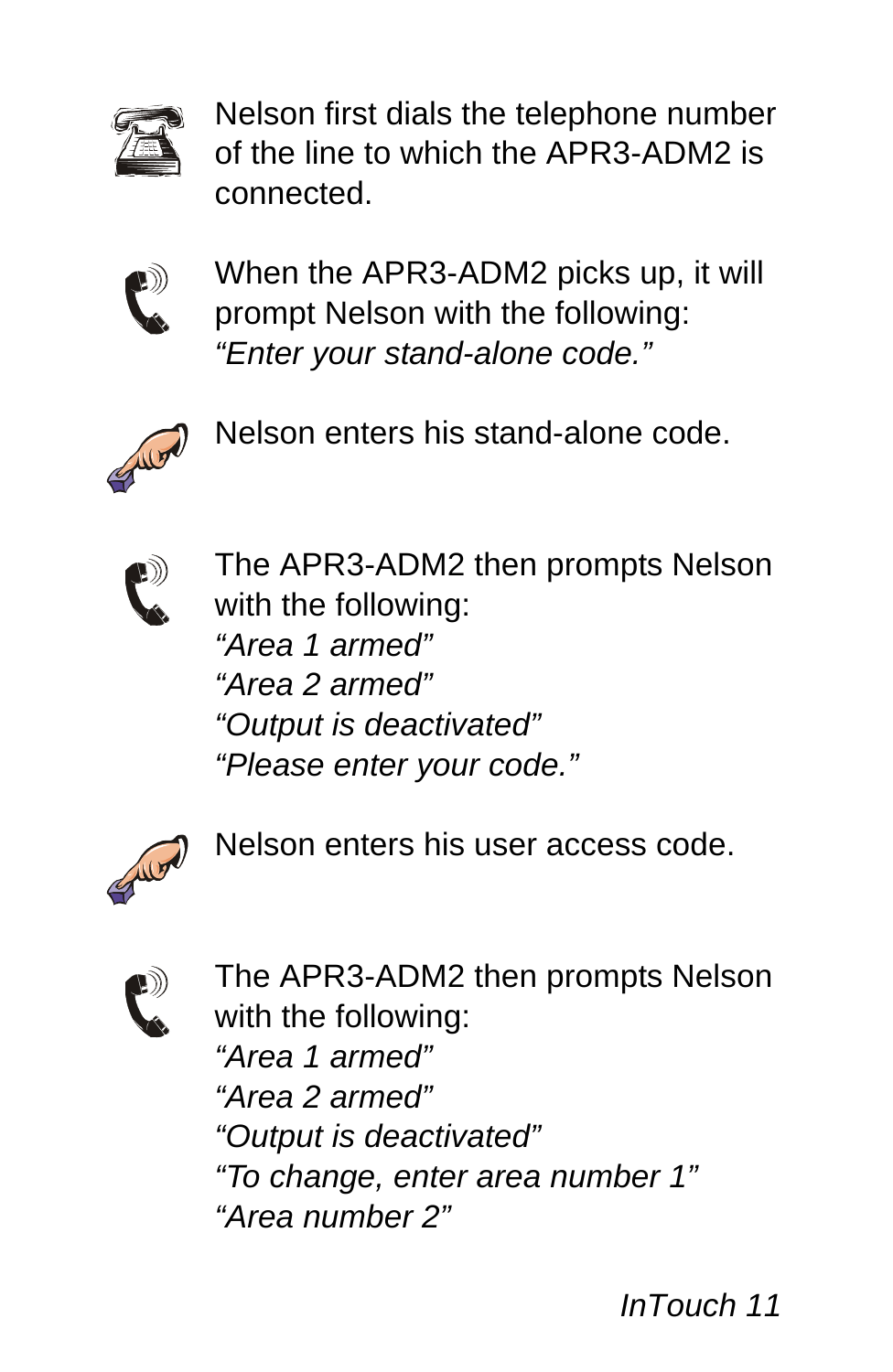Nelson first dials the telephone number of the line to which the APR3-ADM2 is connected.

When the APR3-ADM2 picks up, it will prompt Nelson with the following:
*“Enter your stand-alone code.”*

Nelson enters his stand-alone code.

The APR3-ADM2 then prompts Nelson with the following:
*“Area 1 armed”*
*“Area 2 armed”*
*“Output is deactivated”*
*“Please enter your code.”*

Nelson enters his user access code.

The APR3-ADM2 then prompts Nelson with the following:
*“Area 1 armed”*
*“Area 2 armed”*
*“Output is deactivated”*
*“To change, enter area number 1”*
*“Area number 2”*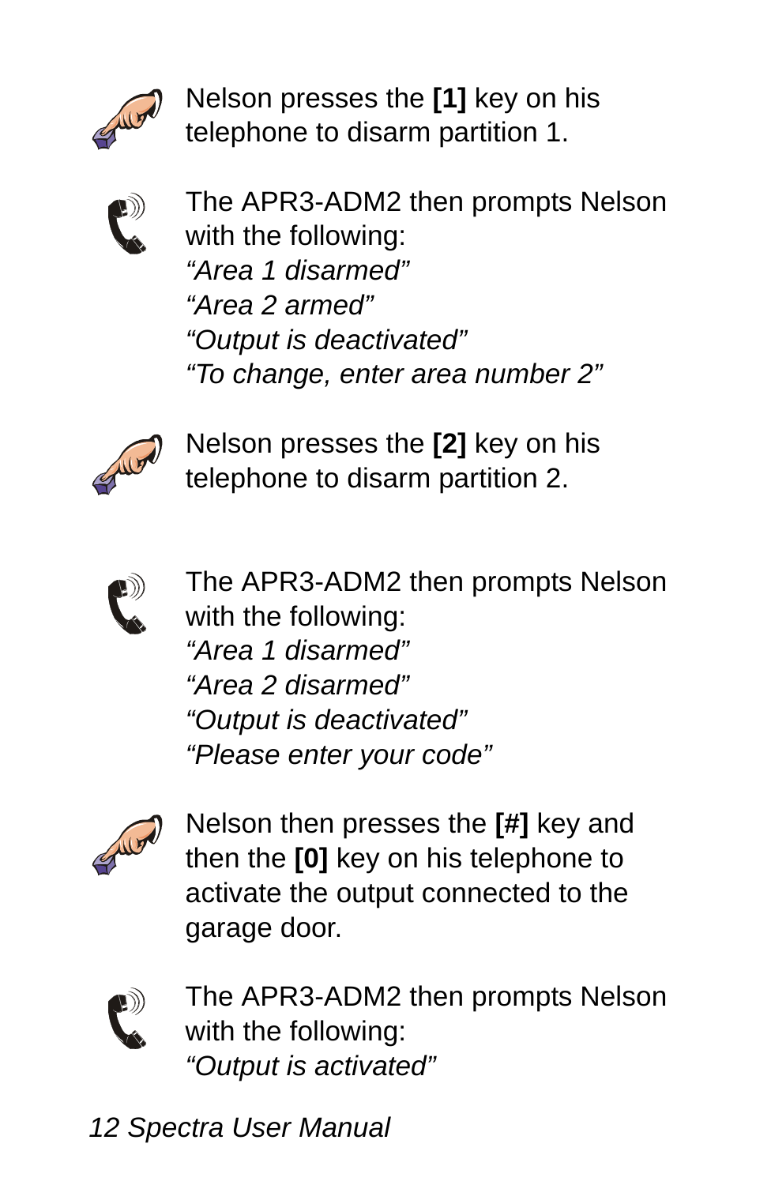Nelson presses the **[1]** key on his telephone to disarm partition 1.

The APR3-ADM2 then prompts Nelson with the following:
*“Area 1 disarmed”*
*“Area 2 armed”*
*“Output is deactivated”*
*“To change, enter area number 2”*

Nelson presses the **[2]** key on his telephone to disarm partition 2.

The APR3-ADM2 then prompts Nelson with the following:
*“Area 1 disarmed”*
*“Area 2 disarmed”*
*“Output is deactivated”*
*“Please enter your code”*

Nelson then presses the **[#]** key and then the **[0]** key on his telephone to activate the output connected to the garage door.

The APR3-ADM2 then prompts Nelson with the following:
*“Output is activated”*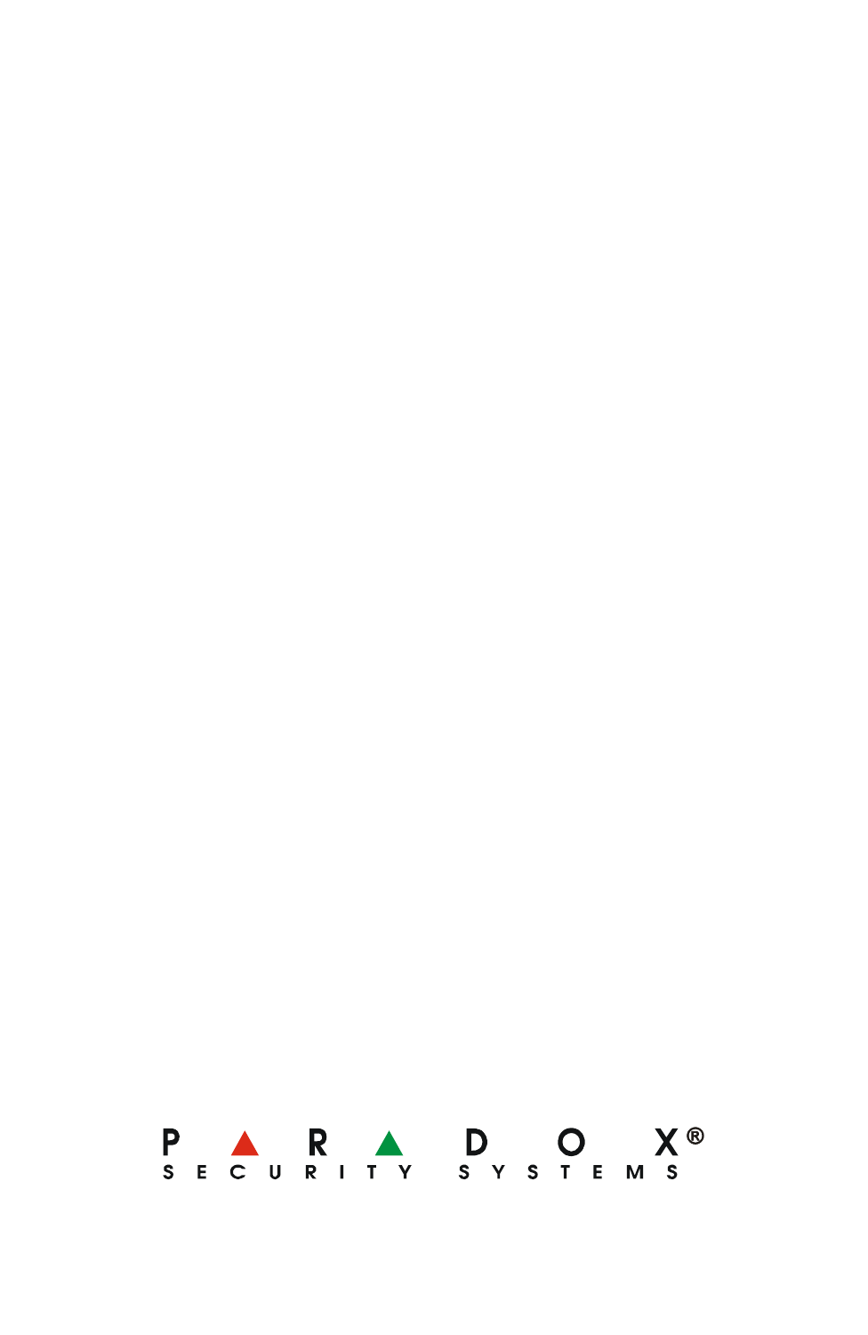PARADOX®
SECURITY SYSTEMS